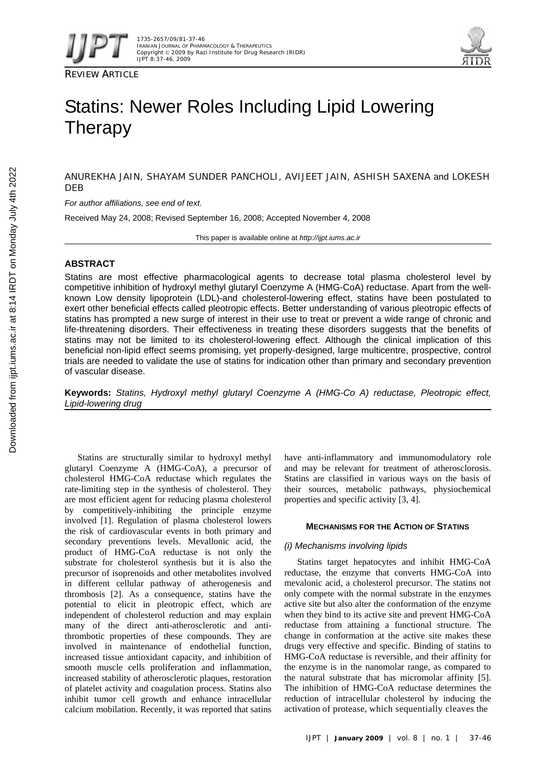REVIEW ARTICLE

# Statins: Newer Roles Including Lipid Lowering Therapy

ANUREKHA JAIN, SHAYAM SUNDER PANCHOLI, AVIJEET JAIN, ASHISH SAXENA and LOKESH DEB

*For author affiliations, see end of text.*

Received May 24, 2008; Revised September 16, 2008; Accepted November 4, 2008

This paper is available online at *http://ijpt.iums.ac.ir*

## ABSTRACT

Statins are most effective pharmacological agents to decrease total plasma cholesterol level by competitive inhibition of hydroxyl methyl glutaryl Coenzyme A (HMG-CoA) reductase. Apart from the well-known Low density lipoprotein (LDL)-and cholesterol-lowering effect, statins have been postulated to exert other beneficial effects called pleotropic effects. Better understanding of various pleotropic effects of statins has prompted a new surge of interest in their use to treat or prevent a wide range of chronic and life-threatening disorders. Their effectiveness in treating these disorders suggests that the benefits of statins may not be limited to its cholesterol-lowering effect. Although the clinical implication of this beneficial non-lipid effect seems promising, yet properly-designed, large multicentre, prospective, control trials are needed to validate the use of statins for indication other than primary and secondary prevention of vascular disease.

**Keywords:** *Statins, Hydroxyl methyl glutaryl Coenzyme A (HMG-Co A) reductase, Pleotropic effect, Lipid-lowering drug*

Statins are structurally similar to hydroxyl methyl glutaryl Coenzyme A (HMG-CoA), a precursor of cholesterol HMG-CoA reductase which regulates the rate-limiting step in the synthesis of cholesterol. They are most efficient agent for reducing plasma cholesterol by competitively-inhibiting the principle enzyme involved [1]. Regulation of plasma cholesterol lowers the risk of cardiovascular events in both primary and secondary preventions levels. Mevallonic acid, the product of HMG-CoA reductase is not only the substrate for cholesterol synthesis but it is also the precursor of isoprenoids and other metabolites involved in different cellular pathway of atherogenesis and thrombosis [2]. As a consequence, statins have the potential to elicit in pleotropic effect, which are independent of cholesterol reduction and may explain many of the direct anti-atherosclerotic and anti-thrombotic properties of these compounds. They are involved in maintenance of endothelial function, increased tissue antioxidant capacity, and inhibition of smooth muscle cells proliferation and inflammation, increased stability of atherosclerotic plaques, restoration of platelet activity and coagulation process. Statins also inhibit tumor cell growth and enhance intracellular calcium mobilation. Recently, it was reported that satins have anti-inflammatory and immunomodulatory role and may be relevant for treatment of atherosclerosis. Statins are classified in various ways on the basis of their sources, metabolic pathways, physiochemical properties and specific activity [3, 4].

## MECHANISMS FOR THE ACTION OF STATINS

### *(i) Mechanisms involving lipids*

Statins target hepatocytes and inhibit HMG-CoA reductase, the enzyme that converts HMG-CoA into mevalonic acid, a cholesterol precursor. The statins not only compete with the normal substrate in the enzymes active site but also alter the conformation of the enzyme when they bind to its active site and prevent HMG-CoA reductase from attaining a functional structure. The change in conformation at the active site makes these drugs very effective and specific. Binding of statins to HMG-CoA reductase is reversible, and their affinity for the enzyme is in the nanomolar range, as compared to the natural substrate that has micromolar affinity [5]. The inhibition of HMG-CoA reductase determines the reduction of intracellular cholesterol by inducing the activation of protease, which sequentially cleaves the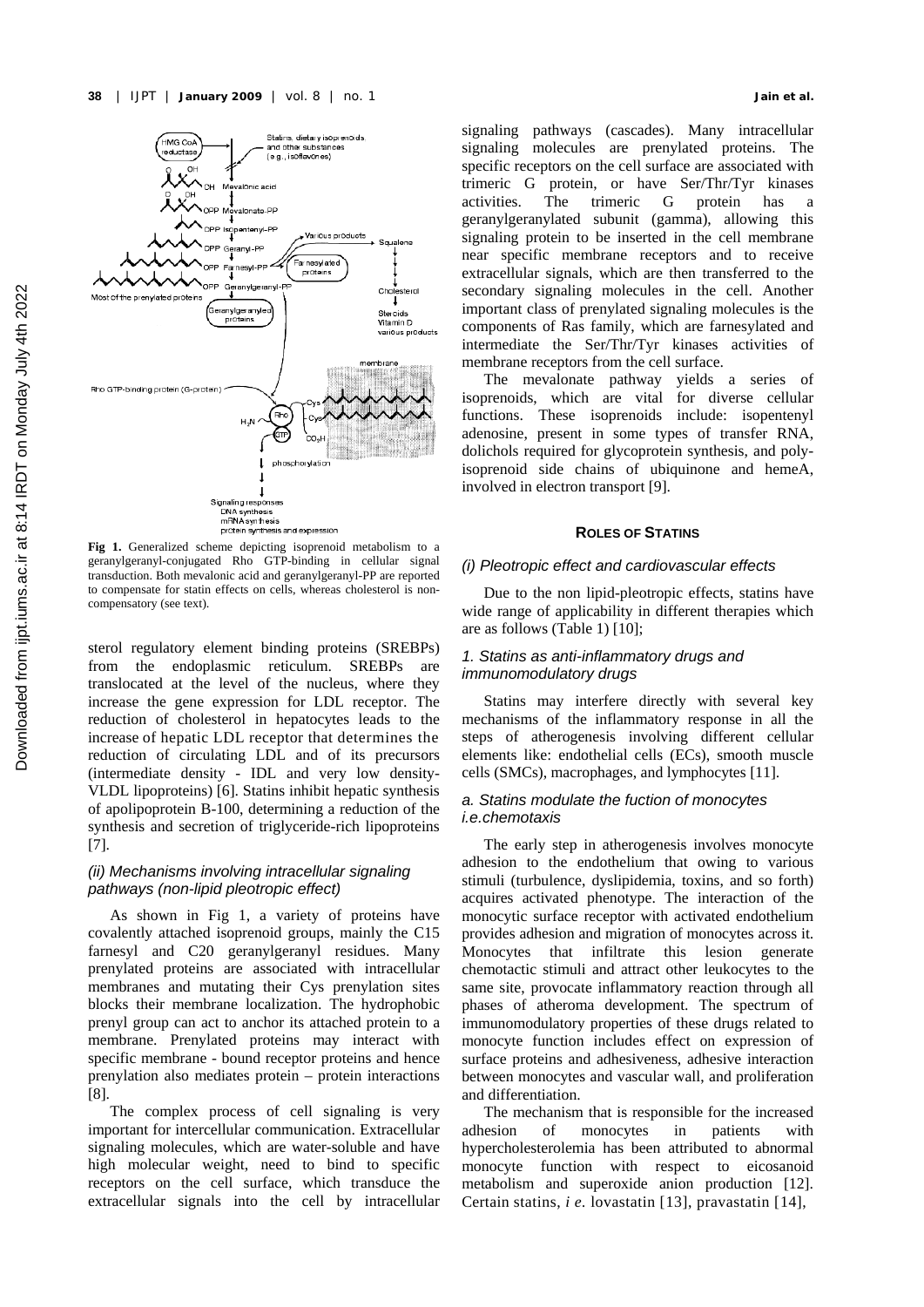**Fig 1.** Generalized scheme depicting isoprenoid metabolism to a geranylgeranyl-conjugated Rho GTP-binding in cellular signal transduction. Both mevalonic acid and geranylgeranyl-PP are reported to compensate for statin effects on cells, whereas cholesterol is non-compensatory (see text).

sterol regulatory element binding proteins (SREBPs) from the endoplasmic reticulum. SREBPs are translocated at the level of the nucleus, where they increase the gene expression for LDL receptor. The reduction of cholesterol in hepatocytes leads to the increase of hepatic LDL receptor that determines the reduction of circulating LDL and of its precursors (intermediate density - IDL and very low density-VLDL lipoproteins) [6]. Statins inhibit hepatic synthesis of apolipoprotein B-100, determining a reduction of the synthesis and secretion of triglyceride-rich lipoproteins [7].

### *(ii) Mechanisms involving intracellular signaling pathways (non-lipid pleotropic effect)*

As shown in Fig 1, a variety of proteins have covalently attached isoprenoid groups, mainly the C15 farnesyl and C20 geranylgeranyl residues. Many prenylated proteins are associated with intracellular membranes and mutating their Cys prenylation sites blocks their membrane localization. The hydrophobic prenyl group can act to anchor its attached protein to a membrane. Prenylated proteins may interact with specific membrane - bound receptor proteins and hence prenylation also mediates protein – protein interactions [8].

The complex process of cell signaling is very important for intercellular communication. Extracellular signaling molecules, which are water-soluble and have high molecular weight, need to bind to specific receptors on the cell surface, which transduce the extracellular signals into the cell by intracellular signaling pathways (cascades). Many intracellular signaling molecules are prenylated proteins. The specific receptors on the cell surface are associated with trimeric G protein, or have Ser/Thr/Tyr kinases activities. The trimeric G protein has a geranylgeranylated subunit (gamma), allowing this signaling protein to be inserted in the cell membrane near specific membrane receptors and to receive extracellular signals, which are then transferred to the secondary signaling molecules in the cell. Another important class of prenylated signaling molecules is the components of Ras family, which are farnesylated and intermediate the Ser/Thr/Tyr kinases activities of membrane receptors from the cell surface.

The mevalonate pathway yields a series of isoprenoids, which are vital for diverse cellular functions. These isoprenoids include: isopentenyl adenosine, present in some types of transfer RNA, dolichols required for glycoprotein synthesis, and poly-isoprenoid side chains of ubiquinone and hemeA, involved in electron transport [9].

## ROLES OF STATINS

### *(i) Pleotropic effect and cardiovascular effects*

Due to the non lipid-pleotropic effects, statins have wide range of applicability in different therapies which are as follows (Table 1) [10];

### *1. Statins as anti-inflammatory drugs and immunomodulatory drugs*

Statins may interfere directly with several key mechanisms of the inflammatory response in all the steps of atherogenesis involving different cellular elements like: endothelial cells (ECs), smooth muscle cells (SMCs), macrophages, and lymphocytes [11].

### *a. Statins modulate the fuction of monocytes i.e.chemotaxis*

The early step in atherogenesis involves monocyte adhesion to the endothelium that owing to various stimuli (turbulence, dyslipidemia, toxins, and so forth) acquires activated phenotype. The interaction of the monocytic surface receptor with activated endothelium provides adhesion and migration of monocytes across it. Monocytes that infiltrate this lesion generate chemotactic stimuli and attract other leukocytes to the same site, provocate inflammatory reaction through all phases of atheroma development. The spectrum of immunomodulatory properties of these drugs related to monocyte function includes effect on expression of surface proteins and adhesiveness, adhesive interaction between monocytes and vascular wall, and proliferation and differentiation.

The mechanism that is responsible for the increased adhesion of monocytes in patients with hypercholesterolemia has been attributed to abnormal monocyte function with respect to eicosanoid metabolism and superoxide anion production [12]. Certain statins, *i e.* lovastatin [13], pravastatin [14],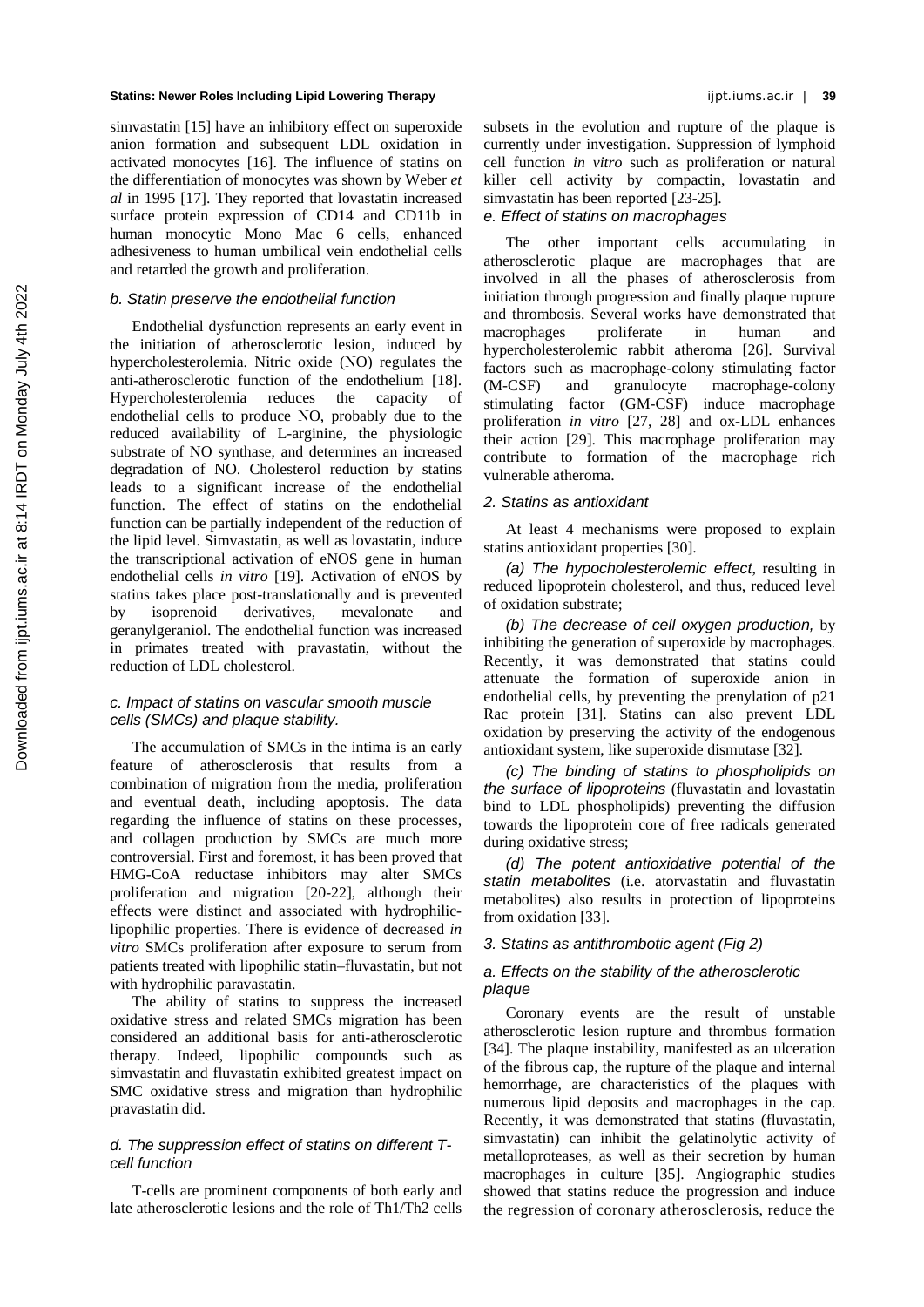simvastatin [15] have an inhibitory effect on superoxide anion formation and subsequent LDL oxidation in activated monocytes [16]. The influence of statins on the differentiation of monocytes was shown by Weber *et al* in 1995 [17]. They reported that lovastatin increased surface protein expression of CD14 and CD11b in human monocytic Mono Mac 6 cells, enhanced adhesiveness to human umbilical vein endothelial cells and retarded the growth and proliferation.

### *b. Statin preserve the endothelial function*

Endothelial dysfunction represents an early event in the initiation of atherosclerotic lesion, induced by hypercholesterolemia. Nitric oxide (NO) regulates the anti-atherosclerotic function of the endothelium [18]. Hypercholesterolemia reduces the capacity of endothelial cells to produce NO, probably due to the reduced availability of L-arginine, the physiologic substrate of NO synthase, and determines an increased degradation of NO. Cholesterol reduction by statins leads to a significant increase of the endothelial function. The effect of statins on the endothelial function can be partially independent of the reduction of the lipid level. Simvastatin, as well as lovastatin, induce the transcriptional activation of eNOS gene in human endothelial cells *in vitro* [19]. Activation of eNOS by statins takes place post-translationally and is prevented by isoprenoid derivatives, mevalonate and geranylgeraniol. The endothelial function was increased in primates treated with pravastatin, without the reduction of LDL cholesterol.

### *c. Impact of statins on vascular smooth muscle cells (SMCs) and plaque stability.*

The accumulation of SMCs in the intima is an early feature of atherosclerosis that results from a combination of migration from the media, proliferation and eventual death, including apoptosis. The data regarding the influence of statins on these processes, and collagen production by SMCs are much more controversial. First and foremost, it has been proved that HMG-CoA reductase inhibitors may alter SMCs proliferation and migration [20-22], although their effects were distinct and associated with hydrophilic-lipophilic properties. There is evidence of decreased *in vitro* SMCs proliferation after exposure to serum from patients treated with lipophilic statin–fluvastatin, but not with hydrophilic paravastatin.

The ability of statins to suppress the increased oxidative stress and related SMCs migration has been considered an additional basis for anti-atherosclerotic therapy. Indeed, lipophilic compounds such as simvastatin and fluvastatin exhibited greatest impact on SMC oxidative stress and migration than hydrophilic pravastatin did.

### *d. The suppression effect of statins on different T-cell function*

T-cells are prominent components of both early and late atherosclerotic lesions and the role of Th1/Th2 cells subsets in the evolution and rupture of the plaque is currently under investigation. Suppression of lymphoid cell function *in vitro* such as proliferation or natural killer cell activity by compactin, lovastatin and simvastatin has been reported [23-25].

### *e. Effect of statins on macrophages*

The other important cells accumulating in atherosclerotic plaque are macrophages that are involved in all the phases of atherosclerosis from initiation through progression and finally plaque rupture and thrombosis. Several works have demonstrated that macrophages proliferate in human and hypercholesterolemic rabbit atheroma [26]. Survival factors such as macrophage-colony stimulating factor (M-CSF) and granulocyte macrophage-colony stimulating factor (GM-CSF) induce macrophage proliferation *in vitro* [27, 28] and ox-LDL enhances their action [29]. This macrophage proliferation may contribute to formation of the macrophage rich vulnerable atheroma.

## *2. Statins as antioxidant*

At least 4 mechanisms were proposed to explain statins antioxidant properties [30].

*(a) The hypocholesterolemic effect*, resulting in reduced lipoprotein cholesterol, and thus, reduced level of oxidation substrate;

*(b) The decrease of cell oxygen production,* by inhibiting the generation of superoxide by macrophages. Recently, it was demonstrated that statins could attenuate the formation of superoxide anion in endothelial cells, by preventing the prenylation of p21 Rac protein [31]. Statins can also prevent LDL oxidation by preserving the activity of the endogenous antioxidant system, like superoxide dismutase [32].

*(c) The binding of statins to phospholipids on the surface of lipoproteins* (fluvastatin and lovastatin bind to LDL phospholipids) preventing the diffusion towards the lipoprotein core of free radicals generated during oxidative stress;

*(d) The potent antioxidative potential of the statin metabolites* (i.e. atorvastatin and fluvastatin metabolites) also results in protection of lipoproteins from oxidation [33].

## *3. Statins as antithrombotic agent (Fig 2)*

### *a. Effects on the stability of the atherosclerotic plaque*

Coronary events are the result of unstable atherosclerotic lesion rupture and thrombus formation [34]. The plaque instability, manifested as an ulceration of the fibrous cap, the rupture of the plaque and internal hemorrhage, are characteristics of the plaques with numerous lipid deposits and macrophages in the cap. Recently, it was demonstrated that statins (fluvastatin, simvastatin) can inhibit the gelatinolytic activity of metalloproteases, as well as their secretion by human macrophages in culture [35]. Angiographic studies showed that statins reduce the progression and induce the regression of coronary atherosclerosis, reduce the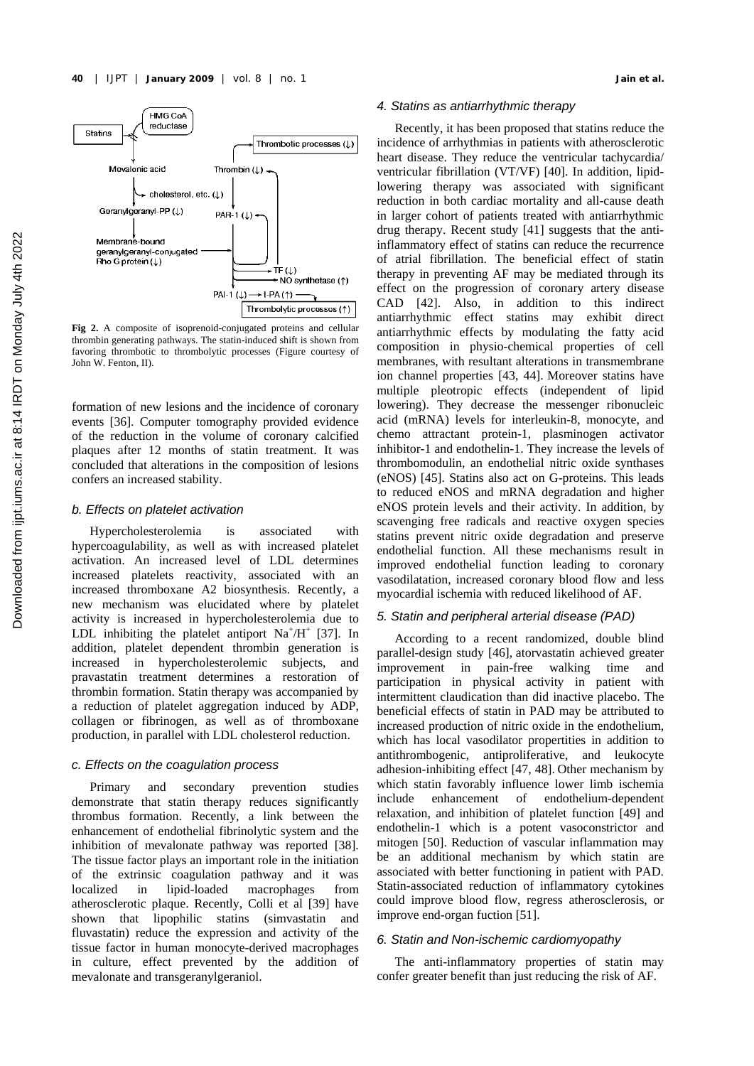Fig 2. A composite of isoprenoid-conjugated proteins and cellular thrombin generating pathways. The statin-induced shift is shown from favoring thrombotic to thrombolytic processes (Figure courtesy of John W. Fenton, II).

formation of new lesions and the incidence of coronary events [36]. Computer tomography provided evidence of the reduction in the volume of coronary calcified plaques after 12 months of statin treatment. It was concluded that alterations in the composition of lesions confers an increased stability.

### *b. Effects on platelet activation*

Hypercholesterolemia is associated with hypercoagulability, as well as with increased platelet activation. An increased level of LDL determines increased platelets reactivity, associated with an increased thromboxane A2 biosynthesis. Recently, a new mechanism was elucidated where by platelet activity is increased in hypercholesterolemia due to LDL inhibiting the platelet antiport $Na^+/H^+$ [37]. In addition, platelet dependent thrombin generation is increased in hypercholesterolemic subjects, and pravastatin treatment determines a restoration of thrombin formation. Statin therapy was accompanied by a reduction of platelet aggregation induced by ADP, collagen or fibrinogen, as well as of thromboxane production, in parallel with LDL cholesterol reduction.

### *c. Effects on the coagulation process*

Primary and secondary prevention studies demonstrate that statin therapy reduces significantly thrombus formation. Recently, a link between the enhancement of endothelial fibrinolytic system and the inhibition of mevalonate pathway was reported [38]. The tissue factor plays an important role in the initiation of the extrinsic coagulation pathway and it was localized in lipid-loaded macrophages from atherosclerotic plaque. Recently, Colli et al [39] have shown that lipophilic statins (simvastatin and fluvastatin) reduce the expression and activity of the tissue factor in human monocyte-derived macrophages in culture, effect prevented by the addition of mevalonate and transgeranylgeraniol.

### *4. Statins as antiarrhythmic therapy*

Recently, it has been proposed that statins reduce the incidence of arrhythmias in patients with atherosclerotic heart disease. They reduce the ventricular tachycardia/ ventricular fibrillation (VT/VF) [40]. In addition, lipid-lowering therapy was associated with significant reduction in both cardiac mortality and all-cause death in larger cohort of patients treated with antiarrhythmic drug therapy. Recent study [41] suggests that the anti-inflammatory effect of statins can reduce the recurrence of atrial fibrillation. The beneficial effect of statin therapy in preventing AF may be mediated through its effect on the progression of coronary artery disease CAD [42]. Also, in addition to this indirect antiarrhythmic effect statins may exhibit direct antiarrhythmic effects by modulating the fatty acid composition in physio-chemical properties of cell membranes, with resultant alterations in transmembrane ion channel properties [43, 44]. Moreover statins have multiple pleotropic effects (independent of lipid lowering). They decrease the messenger ribonucleic acid (mRNA) levels for interleukin-8, monocyte, and chemo attractant protein-1, plasminogen activator inhibitor-1 and endothelin-1. They increase the levels of thrombomodulin, an endothelial nitric oxide synthases (eNOS) [45]. Statins also act on G-proteins. This leads to reduced eNOS and mRNA degradation and higher eNOS protein levels and their activity. In addition, by scavenging free radicals and reactive oxygen species statins prevent nitric oxide degradation and preserve endothelial function. All these mechanisms result in improved endothelial function leading to coronary vasodilatation, increased coronary blood flow and less myocardial ischemia with reduced likelihood of AF.

### *5. Statin and peripheral arterial disease (PAD)*

According to a recent randomized, double blind parallel-design study [46], atorvastatin achieved greater improvement in pain-free walking time and participation in physical activity in patient with intermittent claudication than did inactive placebo. The beneficial effects of statin in PAD may be attributed to increased production of nitric oxide in the endothelium, which has local vasodilator propertities in addition to antithrombogenic, antiproliferative, and leukocyte adhesion-inhibiting effect [47, 48]. Other mechanism by which statin favorably influence lower limb ischemia include enhancement of endothelium-dependent relaxation, and inhibition of platelet function [49] and endothelin-1 which is a potent vasoconstrictor and mitogen [50]. Reduction of vascular inflammation may be an additional mechanism by which statin are associated with better functioning in patient with PAD. Statin-associated reduction of inflammatory cytokines could improve blood flow, regress atherosclerosis, or improve end-organ fuction [51].

### *6. Statin and Non-ischemic cardiomyopathy*

The anti-inflammatory properties of statin may confer greater benefit than just reducing the risk of AF.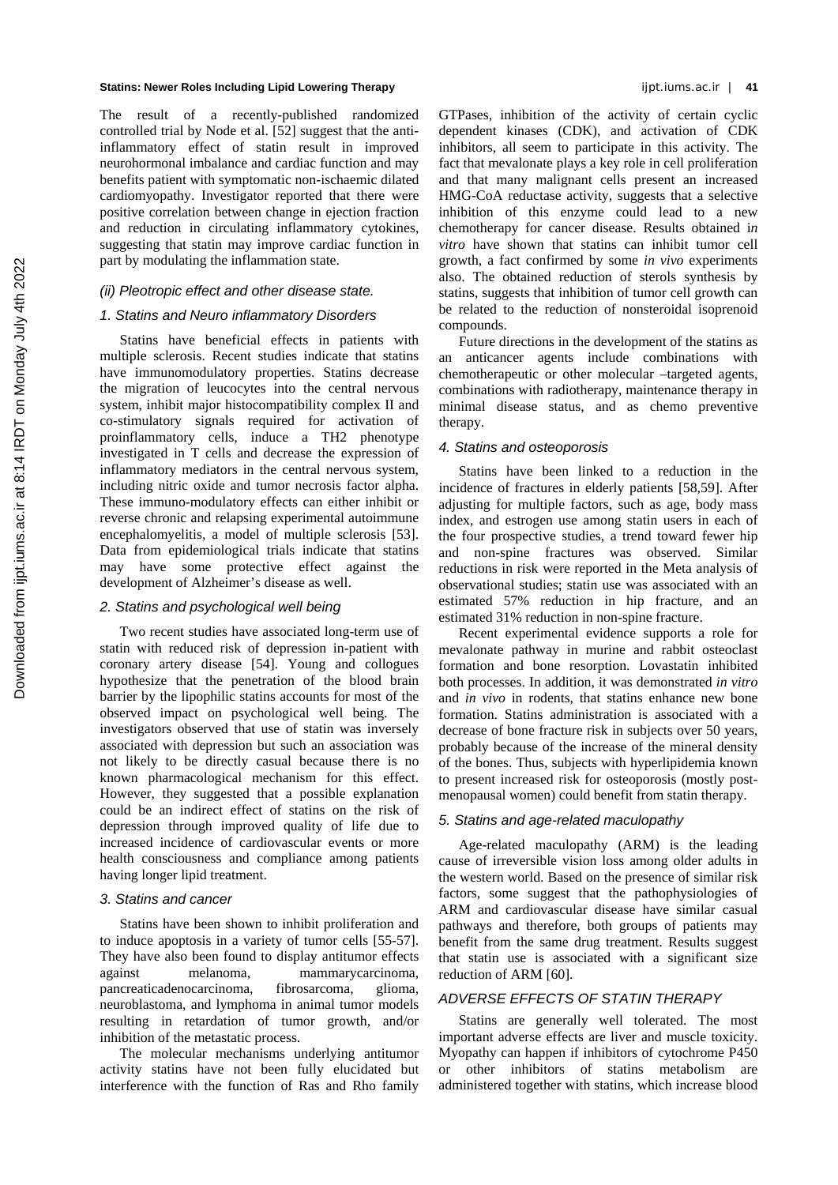The result of a recently-published randomized controlled trial by Node et al. [52] suggest that the anti-inflammatory effect of statin result in improved neurohormonal imbalance and cardiac function and may benefits patient with symptomatic non-ischaemic dilated cardiomyopathy. Investigator reported that there were positive correlation between change in ejection fraction and reduction in circulating inflammatory cytokines, suggesting that statin may improve cardiac function in part by modulating the inflammation state.

### *(ii) Pleotropic effect and other disease state.*

#### *1. Statins and Neuro inflammatory Disorders*

Statins have beneficial effects in patients with multiple sclerosis. Recent studies indicate that statins have immunomodulatory properties. Statins decrease the migration of leucocytes into the central nervous system, inhibit major histocompatibility complex II and co-stimulatory signals required for activation of proinflammatory cells, induce a TH2 phenotype investigated in T cells and decrease the expression of inflammatory mediators in the central nervous system, including nitric oxide and tumor necrosis factor alpha. These immuno-modulatory effects can either inhibit or reverse chronic and relapsing experimental autoimmune encephalomyelitis, a model of multiple sclerosis [53]. Data from epidemiological trials indicate that statins may have some protective effect against the development of Alzheimer's disease as well.

#### *2. Statins and psychological well being*

Two recent studies have associated long-term use of statin with reduced risk of depression in-patient with coronary artery disease [54]. Young and collogues hypothesize that the penetration of the blood brain barrier by the lipophilic statins accounts for most of the observed impact on psychological well being. The investigators observed that use of statin was inversely associated with depression but such an association was not likely to be directly casual because there is no known pharmacological mechanism for this effect. However, they suggested that a possible explanation could be an indirect effect of statins on the risk of depression through improved quality of life due to increased incidence of cardiovascular events or more health consciousness and compliance among patients having longer lipid treatment.

#### *3. Statins and cancer*

Statins have been shown to inhibit proliferation and to induce apoptosis in a variety of tumor cells [55-57]. They have also been found to display antitumor effects against melanoma, mammarycarcinoma, pancreaticadenocarcinoma, fibrosarcoma, glioma, neuroblastoma, and lymphoma in animal tumor models resulting in retardation of tumor growth, and/or inhibition of the metastatic process.

The molecular mechanisms underlying antitumor activity statins have not been fully elucidated but interference with the function of Ras and Rho family GTPases, inhibition of the activity of certain cyclic dependent kinases (CDK), and activation of CDK inhibitors, all seem to participate in this activity. The fact that mevalonate plays a key role in cell proliferation and that many malignant cells present an increased HMG-CoA reductase activity, suggests that a selective inhibition of this enzyme could lead to a new chemotherapy for cancer disease. Results obtained *in vitro* have shown that statins can inhibit tumor cell growth, a fact confirmed by some *in vivo* experiments also. The obtained reduction of sterols synthesis by statins, suggests that inhibition of tumor cell growth can be related to the reduction of nonsteroidal isoprenoid compounds.

Future directions in the development of the statins as an anticancer agents include combinations with chemotherapeutic or other molecular –targeted agents, combinations with radiotherapy, maintenance therapy in minimal disease status, and as chemo preventive therapy.

#### *4. Statins and osteoporosis*

Statins have been linked to a reduction in the incidence of fractures in elderly patients [58,59]. After adjusting for multiple factors, such as age, body mass index, and estrogen use among statin users in each of the four prospective studies, a trend toward fewer hip and non-spine fractures was observed. Similar reductions in risk were reported in the Meta analysis of observational studies; statin use was associated with an estimated 57% reduction in hip fracture, and an estimated 31% reduction in non-spine fracture.

Recent experimental evidence supports a role for mevalonate pathway in murine and rabbit osteoclast formation and bone resorption. Lovastatin inhibited both processes. In addition, it was demonstrated *in vitro* and *in vivo* in rodents, that statins enhance new bone formation. Statins administration is associated with a decrease of bone fracture risk in subjects over 50 years, probably because of the increase of the mineral density of the bones. Thus, subjects with hyperlipidemia known to present increased risk for osteoporosis (mostly post-menopausal women) could benefit from statin therapy.

#### *5. Statins and age-related maculopathy*

Age-related maculopathy (ARM) is the leading cause of irreversible vision loss among older adults in the western world. Based on the presence of similar risk factors, some suggest that the pathophysiologies of ARM and cardiovascular disease have similar casual pathways and therefore, both groups of patients may benefit from the same drug treatment. Results suggest that statin use is associated with a significant size reduction of ARM [60].

### *ADVERSE EFFECTS OF STATIN THERAPY*

Statins are generally well tolerated. The most important adverse effects are liver and muscle toxicity. Myopathy can happen if inhibitors of cytochrome P450 or other inhibitors of statins metabolism are administered together with statins, which increase blood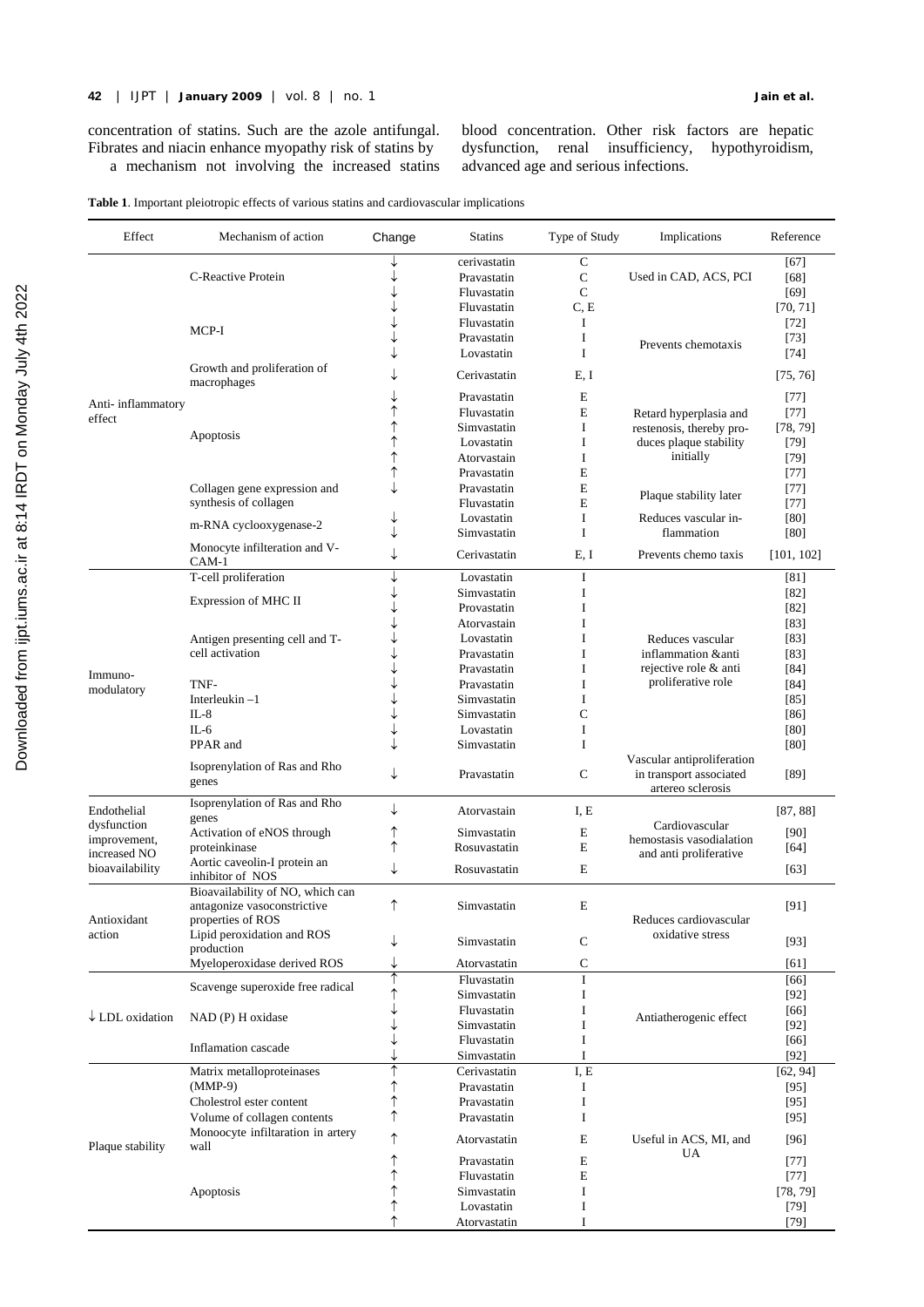concentration of statins. Such are the azole antifungal. Fibrates and niacin enhance myopathy risk of statins by a mechanism not involving the increased statins blood concentration. Other risk factors are hepatic dysfunction, renal insufficiency, hypothyroidism, advanced age and serious infections.

**Table 1**. Important pleiotropic effects of various statins and cardiovascular implications

| Effect | Mechanism of action | Change | Statins | Type of Study | Implications | Reference |
|---|---|---|---|---|---|---|
| Anti- inflammatory effect | C-Reactive Protein | ↓ | cerivastatin | C | Used in CAD, ACS, PCI | [67] |
| | | ↓ | Pravastatin | C | | [68] |
| | | ↓ | Fluvastatin | C | | [69] |
| | | ↓ | Fluvastatin | C, E | | [70, 71] |
| | MCP-I | ↓ | Fluvastatin | I | Prevents chemotaxis | [72] |
| | | ↓ | Pravastatin | I | | [73] |
| | | ↓ | Lovastatin | I | | [74] |
| | Growth and proliferation of macrophages | ↓ | Cerivastatin | E, I | | [75, 76] |
| | Apoptosis | ↓ | Pravastatin | E | Retard hyperplasia and restenosis, thereby produces plaque stability initially | [77] |
| | | ↑ | Fluvastatin | E | | [77] |
| | | ↑ | Simvastatin | I | | [78, 79] |
| | | ↑ | Lovastatin | I | | [79] |
| | | ↑ | Atorvastain | I | | [79] |
| | | ↑ | Pravastatin | E | | [77] |
| | Collagen gene expression and synthesis of collagen | ↓ | Pravastatin | E | Plaque stability later | [77] |
| | | | Fluvastatin | E | | [77] |
| | m-RNA cyclooxygenase-2 | ↓ | Lovastatin | I | Reduces vascular inflammation | [80] |
| | | ↓ | Simvastatin | I | | [80] |
| | Monocyte infilteration and V-CAM-1 | ↓ | Cerivastatin | E, I | Prevents chemo taxis | [101, 102] |
| Immuno-modulatory | T-cell proliferation | ↓ | Lovastatin | I | Reduces vascular inflammation &anti rejective role & anti proliferative role | [81] |
| | Expression of MHC II | ↓ | Simvastatin | I | | [82] |
| | | ↓ | Provastatin | I | | [82] |
| | | ↓ | Atorvastatin | I | | [83] |
| | Antigen presenting cell and T-cell activation | ↓ | Lovastatin | I | | [83] |
| | | ↓ | Pravastatin | I | | [83] |
| | | ↓ | Pravastatin | I | | [84] |
| | TNF- | ↓ | Pravastatin | I | | [84] |
| | Interleukin –1 | ↓ | Simvastatin | I | | [85] |
| | IL-8 | ↓ | Simvastatin | C | | [86] |
| | IL-6 | ↓ | Lovastatin | I | | [80] |
| | PPAR and | ↓ | Simvastatin | I | | [80] |
| | Isoprenylation of Ras and Rho genes | ↓ | Pravastatin | C | Vascular antiproliferation in transport associated artereo sclerosis | [89] |
| Endothelial dysfunction improvement, increased NO bioavailability | Isoprenylation of Ras and Rho genes | ↓ | Atorvastatin | I, E | Cardiovascular hemostasis vasodialation and anti proliferative | [87, 88] |
| | Activation of eNOS through proteinkinase | ↑ | Simvastatin | E | | [90] |
| | | ↑ | Rosuvastatin | E | | [64] |
| | Aortic caveolin-I protein an inhibitor of NOS | ↓ | Rosuvastatin | E | | [63] |
| Antioxidant action | Bioavailability of NO, which can antagonize vasoconstrictive properties of ROS | ↑ | Simvastatin | E | Reduces cardiovascular oxidative stress | [91] |
| | Lipid peroxidation and ROS production | ↓ | Simvastatin | C | | [93] |
| | Myeloperoxidase derived ROS | ↓ | Atorvastatin | C | | [61] |
| ↓ LDL oxidation | Scavenge superoxide free radical | ↑ | Fluvastatin | I | Antiatherogenic effect | [66] |
| | | ↑ | Simvastatin | I | | [92] |
| | NAD (P) H oxidase | ↓ | Fluvastatin | I | | [66] |
| | | ↓ | Simvastatin | I | | [92] |
| | Inflamation cascade | ↓ | Fluvastatin | I | | [66] |
| | | ↓ | Simvastatin | I | | [92] |
| Plaque stability | Matrix metalloproteinases (MMP-9) | ↑ | Cerivastatin | I, E | Useful in ACS, MI, and UA | [62, 94] |
| | | ↑ | Pravastatin | I | | [95] |
| | Cholestrol ester content | ↑ | Pravastatin | I | | [95] |
| | Volume of collagen contents | ↑ | Pravastatin | I | | [95] |
| | Monoocyte infiltaration in artery wall | ↑ | Atorvastatin | E | | [96] |
| | Apoptosis | ↑ | Pravastatin | E | | [77] |
| | | ↑ | Fluvastatin | E | | [77] |
| | | ↑ | Simvastatin | I | | [78, 79] |
| | | ↑ | Lovastatin | I | | [79] |
| | | ↑ | Atorvastatin | I | | [79] |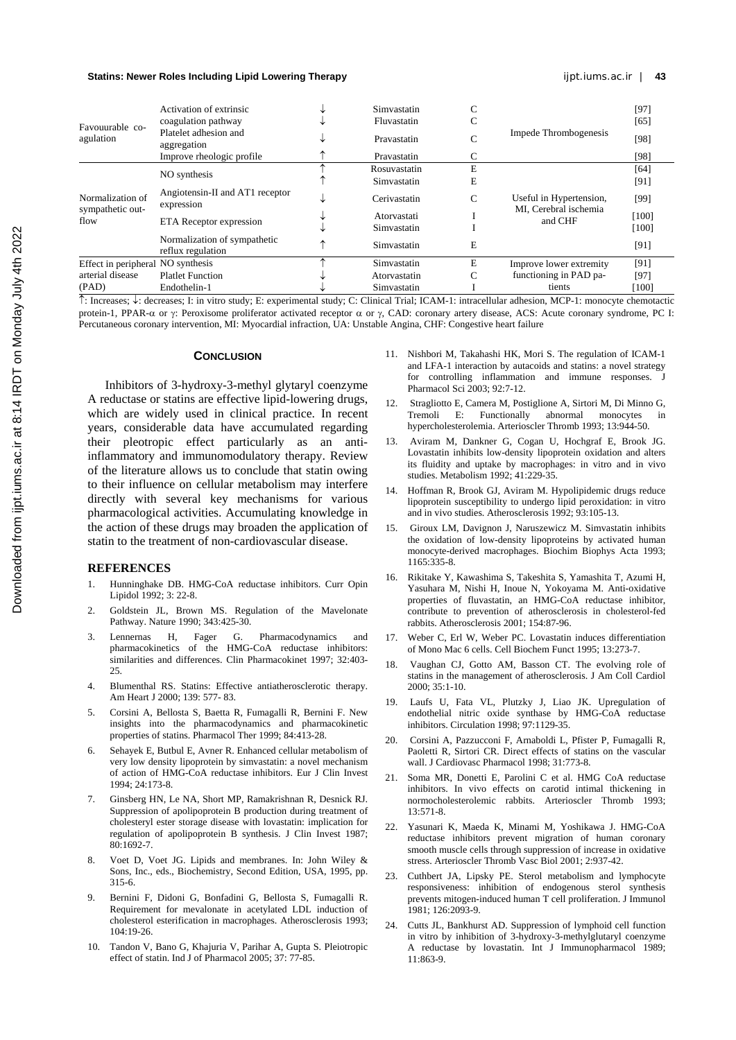| | | | | | | |
|---|---|---|---|---|---|---|
| Favouurable co-agulation | Activation of extrinsic coagulation pathway | ↓ | Simvastatin | C | Impede Thrombogenesis | [97] |
| | | ↓ | Fluvastatin | C | | [65] |
| | Platelet adhesion and aggregation | ↓ | Pravastatin | C | | [98] |
| | Improve rheologic profile | ↑ | Pravastatin | C | | [98] |
| Normalization of sympathetic out-flow | NO synthesis | ↑ | Rosuvastatin | E | Useful in Hypertension, MI, Cerebral ischemia and CHF | [64] |
| | | ↑ | Simvastatin | E | | [91] |
| | Angiotensin-II and AT1 receptor expression | ↓ | Cerivastatin | C | | [99] |
| | ETA Receptor expression | ↓ | Atorvastati | I | | [100] |
| | | ↓ | Simvastatin | I | | [100] |
| | Normalization of sympathetic reflux regulation | ↑ | Simvastatin | E | | [91] |
| Effect in peripheral arterial disease (PAD) | NO synthesis | ↑ | Simvastatin | E | Improve lower extremity functioning in PAD patients | [91] |
| | Platlet Function | ↓ | Atorvastatin | C | | [97] |
| | Endothelin-1 | ↓ | Simvastatin | I | | [100] |

↑: Increases; ↓: decreases; I: in vitro study; E: experimental study; C: Clinical Trial; ICAM-1: intracellular adhesion, MCP-1: monocyte chemotactic protein-1, PPAR-α or γ: Peroxisome proliferator activated receptor α or γ, CAD: coronary artery disease, ACS: Acute coronary syndrome, PC I: Percutaneous coronary intervention, MI: Myocardial infraction, UA: Unstable Angina, CHF: Congestive heart failure

## Conclusion

Inhibitors of 3-hydroxy-3-methyl glytaryl coenzyme A reductase or statins are effective lipid-lowering drugs, which are widely used in clinical practice. In recent years, considerable data have accumulated regarding their pleotropic effect particularly as an anti-inflammatory and immunomodulatory therapy. Review of the literature allows us to conclude that statin owing to their influence on cellular metabolism may interfere directly with several key mechanisms for various pharmacological activities. Accumulating knowledge in the action of these drugs may broaden the application of statin to the treatment of non-cardiovascular disease.

## REFERENCES

1. Hunninghake DB. HMG-CoA reductase inhibitors. Curr Opin Lipidol 1992; 3: 22-8.
2. Goldstein JL, Brown MS. Regulation of the Mavelonate Pathway. Nature 1990; 343:425-30.
3. Lennernas H, Fager G. Pharmacodynamics and pharmacokinetics of the HMG-CoA reductase inhibitors: similarities and differences. Clin Pharmacokinet 1997; 32:403-25.
4. Blumenthal RS. Statins: Effective antiatherosclerotic therapy. Am Heart J 2000; 139: 577- 83.
5. Corsini A, Bellosta S, Baetta R, Fumagalli R, Bernini F. New insights into the pharmacodynamics and pharmacokinetic properties of statins. Pharmacol Ther 1999; 84:413-28.
6. Sehayek E, Butbul E, Avner R. Enhanced cellular metabolism of very low density lipoprotein by simvastatin: a novel mechanism of action of HMG-CoA reductase inhibitors. Eur J Clin Invest 1994; 24:173-8.
7. Ginsberg HN, Le NA, Short MP, Ramakrishnan R, Desnick RJ. Suppression of apolipoprotein B production during treatment of cholesteryl ester storage disease with lovastatin: implication for regulation of apolipoprotein B synthesis. J Clin Invest 1987; 80:1692-7.
8. Voet D, Voet JG. Lipids and membranes. In: John Wiley & Sons, Inc., eds., Biochemistry, Second Edition, USA, 1995, pp. 315-6.
9. Bernini F, Didoni G, Bonfadini G, Bellosta S, Fumagalli R. Requirement for mevalonate in acetylated LDL induction of cholesterol esterification in macrophages. Atherosclerosis 1993; 104:19-26.
10. Tandon V, Bano G, Khajuria V, Parihar A, Gupta S. Pleiotropic effect of statin. Ind J of Pharmacol 2005; 37: 77-85.
11. Nishbori M, Takahashi HK, Mori S. The regulation of ICAM-1 and LFA-1 interaction by autacoids and statins: a novel strategy for controlling inflammation and immune responses. J Pharmacol Sci 2003; 92:7-12.
12. Stragliotto E, Camera M, Postiglione A, Sirtori M, Di Minno G, Tremoli E: Functionally abnormal monocytes in hypercholesterolemia. Arterioscler Thromb 1993; 13:944-50.
13. Aviram M, Dankner G, Cogan U, Hochgraf E, Brook JG. Lovastatin inhibits low-density lipoprotein oxidation and alters its fluidity and uptake by macrophages: in vitro and in vivo studies. Metabolism 1992; 41:229-35.
14. Hoffman R, Brook GJ, Aviram M. Hypolipidemic drugs reduce lipoprotein susceptibility to undergo lipid peroxidation: in vitro and in vivo studies. Atherosclerosis 1992; 93:105-13.
15. Giroux LM, Davignon J, Naruszewicz M. Simvastatin inhibits the oxidation of low-density lipoproteins by activated human monocyte-derived macrophages. Biochim Biophys Acta 1993; 1165:335-8.
16. Rikitake Y, Kawashima S, Takeshita S, Yamashita T, Azumi H, Yasuhara M, Nishi H, Inoue N, Yokoyama M. Anti-oxidative properties of fluvastatin, an HMG-CoA reductase inhibitor, contribute to prevention of atherosclerosis in cholesterol-fed rabbits. Atherosclerosis 2001; 154:87-96.
17. Weber C, Erl W, Weber PC. Lovastatin induces differentiation of Mono Mac 6 cells. Cell Biochem Funct 1995; 13:273-7.
18. Vaughan CJ, Gotto AM, Basson CT. The evolving role of statins in the management of atherosclerosis. J Am Coll Cardiol 2000; 35:1-10.
19. Laufs U, Fata VL, Plutzky J, Liao JK. Upregulation of endothelial nitric oxide synthase by HMG-CoA reductase inhibitors. Circulation 1998; 97:1129-35.
20. Corsini A, Pazzucconi F, Arnaboldi L, Pfister P, Fumagalli R, Paoletti R, Sirtori CR. Direct effects of statins on the vascular wall. J Cardiovasc Pharmacol 1998; 31:773-8.
21. Soma MR, Donetti E, Parolini C et al. HMG CoA reductase inhibitors. In vivo effects on carotid intimal thickening in normocholesterolemic rabbits. Arterioscler Thromb 1993; 13:571-8.
22. Yasunari K, Maeda K, Minami M, Yoshikawa J. HMG-CoA reductase inhibitors prevent migration of human coronary smooth muscle cells through suppression of increase in oxidative stress. Arterioscler Thromb Vasc Biol 2001; 2:937-42.
23. Cuthbert JA, Lipsky PE. Sterol metabolism and lymphocyte responsiveness: inhibition of endogenous sterol synthesis prevents mitogen-induced human T cell proliferation. J Immunol 1981; 126:2093-9.
24. Cutts JL, Bankhurst AD. Suppression of lymphoid cell function in vitro by inhibition of 3-hydroxy-3-methylglutaryl coenzyme A reductase by lovastatin. Int J Immunopharmacol 1989; 11:863-9.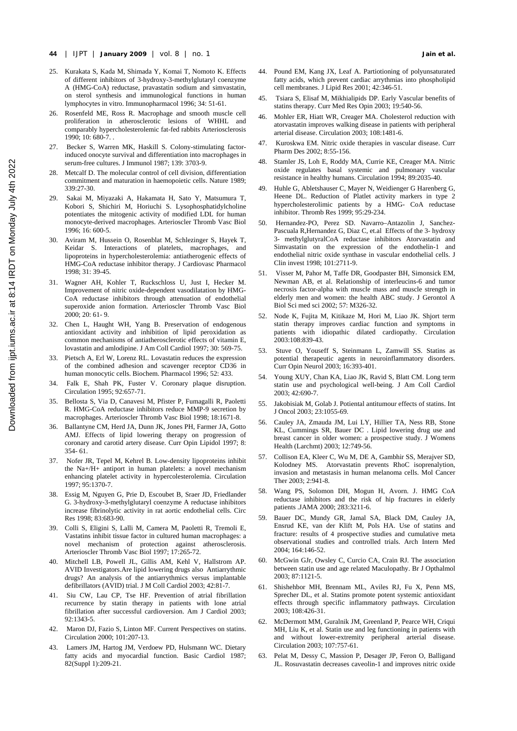25. Kurakata S, Kada M, Shimada Y, Komai T, Nomoto K. Effects of different inhibitors of 3-hydroxy-3-methylglutaryl coenzyme A (HMG-CoA) reductase, pravastatin sodium and simvastatin, on sterol synthesis and immunological functions in human lymphocytes in vitro. Immunopharmacol 1996; 34: 51-61.
26. Rosenfeld ME, Ross R. Macrophage and smooth muscle cell proliferation in atherosclerotic lesions of WHHL and comparably hypercholesterolemic fat-fed rabbits Arteriosclerosis 1990; 10: 680-7. .
27. Becker S, Warren MK, Haskill S. Colony-stimulating factor-induced onocyte survival and differentiation into macrophages in serum-free cultures. J Immunol 1987; 139: 3703-9.
28. Metcalf D. The molecular control of cell division, differentiation commitment and maturation in haemopoietic cells. Nature 1989; 339:27-30.
29. Sakai M, Miyazaki A, Hakamata H, Sato Y, Matsumura T, Kobori S, Shichiri M, Horiuchi S. Lysophosphatidylcholine potentiates the mitogenic activity of modified LDL for human monocyte-derived macrophages. Arterioscler Thromb Vasc Biol 1996; 16: 600-5.
30. Aviram M, Hussein O, Rosenblat M, Schlezinger S, Hayek T, Keidar S. Interactions of platelets, macrophages, and lipoproteins in hypercholesterolemia: antiatherogenic effects of HMG-CoA reductase inhibitor therapy. J Cardiovasc Pharmacol 1998; 31: 39-45.
31. Wagner AH, Kohler T, Ruckschloss U, Just I, Hecker M. Improvement of nitric oxide-dependent vasodilatation by HMG-CoA reductase inhibitors through attenuation of endothelial superoxide anion formation. Arterioscler Thromb Vasc Biol 2000; 20: 61- 9.
32. Chen L, Haught WH, Yang B. Preservation of endogenous antioxidant activity and inhibition of lipid peroxidation as common mechanisms of antiatherosclerotic effects of vitamin E, lovastatin and amlodipine. J Am Coll Cardiol 1997; 30: 569-75.
33. Pietsch A, Erl W, Lorenz RL. Lovastatin reduces the expression of the combined adhesion and scavenger receptor CD36 in human monocytic cells. Biochem. Pharmacol 1996; 52: 433.
34. Falk E, Shah PK, Fuster V. Coronary plaque disruption. Circulation 1995; 92:657-71.
35. Bellosta S, Via D, Canavesi M, Pfister P, Fumagalli R, Paoletti R. HMG-CoA reductase inhibitors reduce MMP-9 secretion by macrophages. Arterioscler Thromb Vasc Biol 1998; 18:1671-8.
36. Ballantyne CM, Herd JA, Dunn JK, Jones PH, Farmer JA, Gotto AMJ. Effects of lipid lowering therapy on progression of coronary and carotid artery disease. Curr Opin Lipidol 1997; 8: 354- 61.
37. Nofer JR, Tepel M, Kehrel B. Low-density lipoproteins inhibit the Na+/H+ antiport in human platelets: a novel mechanism enhancing platelet activity in hypercolesterolemia. Circulation 1997; 95:1370-7.
38. Essig M, Nguyen G, Prie D, Escoubet B, Sraer JD, Friedlander G. 3-hydroxy-3-methylglutaryl coenzyme A reductase inhibitors increase fibrinolytic activity in rat aortic endothelial cells. Circ Res 1998; 83:683-90.
39. Colli S, Eligini S, Lalli M, Camera M, Paoletti R, Tremoli E, Vastatins inhibit tissue factor in cultured human macrophages: a novel mechanism of protection against atherosclerosis. Arterioscler Thromb Vasc Biol 1997; 17:265-72.
40. Mitchell LB, Powell JL, Gillis AM, Kehl V, Hallstrom AP. AVID Investigators.Are lipid lowering drugs also Antiarrythmic drugs? An analysis of the antiarrythmics versus implantable defibrillators (AVID) trial. J M Coll Cardiol 2003; 42:81-7.
41. Siu CW, Lau CP, Tse HF. Prevention of atrial fibrillation recurrence by statin therapy in patients with lone atrial fibrillation after successful cardioversion. Am J Cardiol 2003; 92:1343-5.
42. Maron DJ, Fazio S, Linton MF. Current Perspectives on statins. Circulation 2000; 101:207-13.
43. Lamers JM, Hartog JM, Verdoew PD, Hulsmann WC. Dietary fatty acids and myocardial function. Basic Cardiol 1987; 82(Suppl 1):209-21.
44. Pound EM, Kang JX, Leaf A. Partiotioning of polyunsaturated fatty acids, which prevent cardiac arrythmias into phospholipid cell membranes. J Lipid Res 2001; 42:346-51.
45. Tsiara S, Elisaf M, Mikhialipids DP. Early Vascular benefits of statins therapy. Curr Med Res Opin 2003; 19:540-56.
46. Mohler ER, Hiatt WR, Creager MA. Cholesterol reduction with atorvastatin improves walking disease in patients with peripheral arterial disease. Circulation 2003; 108:1481-6.
47. Kuroskwa EM. Nitric oxide therapies in vascular disease. Curr Pharm Des 2002; 8:55-156.
48. Stamler JS, Loh E, Roddy MA, Currie KE, Creager MA. Nitric oxide regulates basal systemic and pulmonary vascular resistance in healthy humans. Circulation 1994; 89:2035-40.
49. Huhle G, Abletshauser C, Mayer N, Weidienger G Harenberg G, Heene DL. Reduction of Platlet activity markers in type 2 hypercholesterolimic patients by a HMG- CoA reductase inhibitor. Thromb Res 1999; 95:29-234.
50. Hernandez-PO, Perez SD. Navarro–Antazolin J, Sanchez-Pascuala R,Hernandez G, Diaz C, et.al Effects of the 3- hydroxy 3- methylglutyralCoA reductase inhibitors Atorvastatin and Simvastatin on the expression of the endothelin-1 and endothelial nitric oxide synthase in vascular endothelial cells. J Clin invest 1998; 101:2711-9.
51. Visser M, Pahor M, Taffe DR, Goodpaster BH, Simonsick EM, Newman AB, et al. Relationship of interleucins-6 and tumor necrosis factor-alpha with muscle mass and muscle strength in elderly men and women: the health ABC study. J Gerontol A Biol Sci med sci 2002; 57: M326-32.
52. Node K, Fujita M, Kitikaze M, Hori M, Liao JK. Shjort term statin therapy improves cardiac function and symptoms in patients with idiopathic dilated cardiopathy. Circulation 2003:108:839-43.
53. Stuve O, Youseff S, Steinmann L, Zamwill SS. Statins as potential therapeutic agents in neuroinflammatory disorders. Curr Opin Neurol 2003; 16:393-401.
54. Young XUY, Chan KA, Liao JK, Ravid S, Blatt CM. Long term statin use and psychological well-being. J Am Coll Cardiol 2003; 42:690-7.
55. Jakobisiak M, Golab J. Potiental antitumour effects of statins. Int J Oncol 2003; 23:1055-69.
56. Cauley JA, Zmauda JM, Lui LY, Hillier TA, Ness RB, Stone KL, Cummings SR, Bauer DC . Lipid lowering drug use and breast cancer in older women: a prospective study. J Womens Health (Larchmt) 2003; 12:749-56.
57. Collison EA, Kleer C, Wu M, DE A, Gambhir SS, Merajver SD, Kolodney MS. Atorvastatin prevents RhoC isoprenalytion, invasion and metastasis in human melanoma cells. Mol Cancer Ther 2003; 2:941-8.
58. Wang PS, Solomon DH, Mogun H, Avorn. J. HMG CoA reductase inhibitors and the risk of hip fractures in elderly patients .JAMA 2000; 283:3211-6.
59. Bauer DC, Mundy GR, Jamal SA, Black DM, Cauley JA, Ensrud KE, van der Klift M, Pols HA. Use of statins and fracture: results of 4 prospective studies and cumulative meta observational studies and controlled trials. Arch Intern Med 2004; 164:146-52.
60. McGwin GJr, Owsley C, Curcio CA, Crain RJ. The association between statin use and age related Maculopathy. Br J Opthalmol 2003; 87:1121-5.
61. Shishehbor MH, Brennam ML, Aviles RJ, Fu X, Penn MS, Sprecher DL, et al. Statins promote potent systemic antioxidant effects through specific inflammatory pathways. Circulation 2003; 108:426-31.
62. McDermott MM, Guralnik JM, Greenland P, Pearce WH, Criqui MH, Liu K, et al. Statin use and leg functioning in patients with and without lower-extremity peripheral arterial disease. Circulation 2003; 107:757-61.
63. Pelat M, Dessy C, Massion P, Desager JP, Feron O, Balligand JL. Rosuvastatin decreases caveolin-1 and improves nitric oxide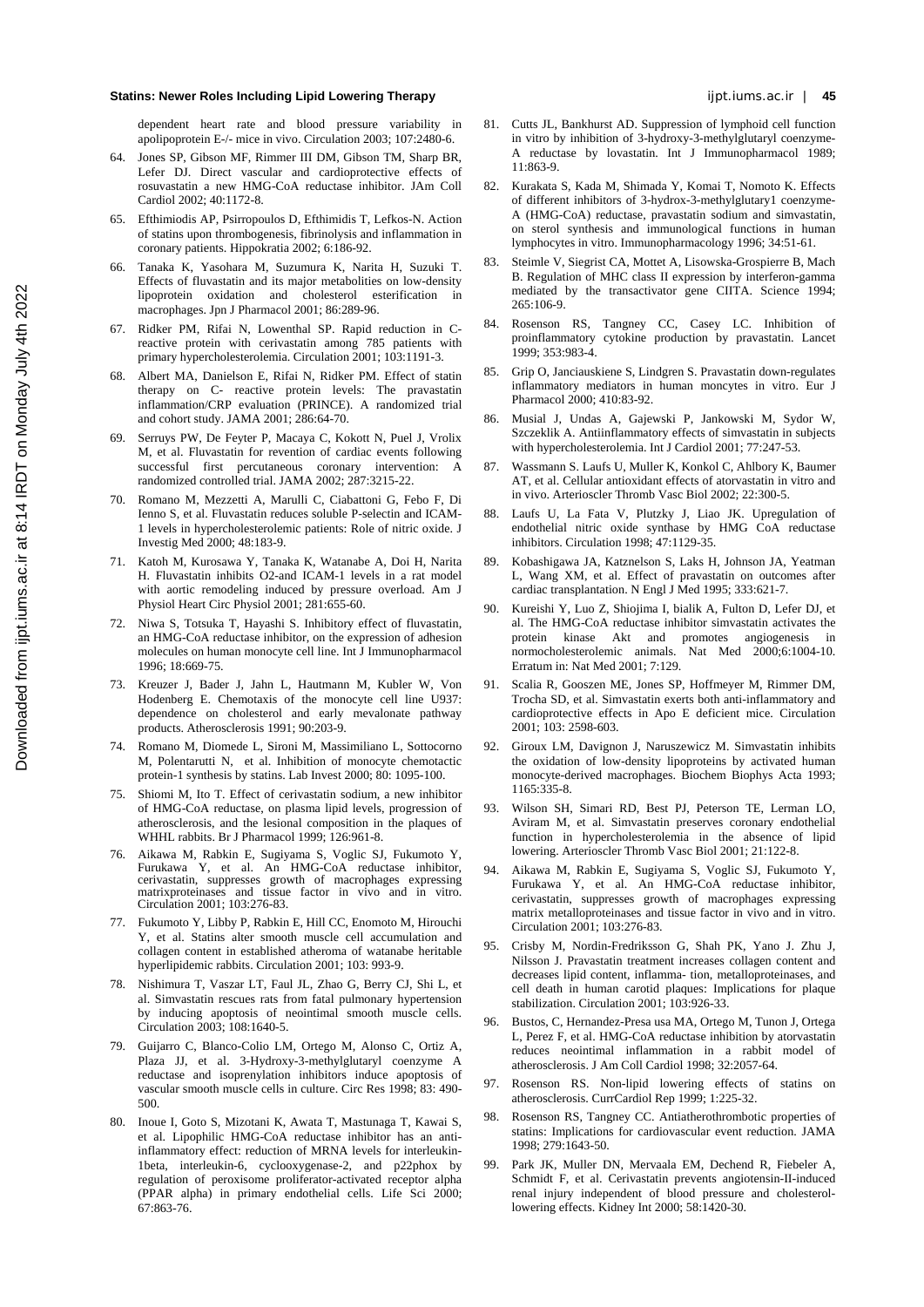dependent heart rate and blood pressure variability in apolipoprotein E-/- mice in vivo. Circulation 2003; 107:2480-6.

64. Jones SP, Gibson MF, Rimmer III DM, Gibson TM, Sharp BR, Lefer DJ. Direct vascular and cardioprotective effects of rosuvastatin a new HMG-CoA reductase inhibitor. JAm Coll Cardiol 2002; 40:1172-8.
65. Efthimiodis AP, Psirropoulos D, Efthimidis T, Lefkos-N. Action of statins upon thrombogenesis, fibrinolysis and inflammation in coronary patients. Hippokratia 2002; 6:186-92.
66. Tanaka K, Yasohara M, Suzumura K, Narita H, Suzuki T. Effects of fluvastatin and its major metabolities on low-density lipoprotein oxidation and cholesterol esterification in macrophages. Jpn J Pharmacol 2001; 86:289-96.
67. Ridker PM, Rifai N, Lowenthal SP. Rapid reduction in C-reactive protein with cerivastatin among 785 patients with primary hypercholesterolemia. Circulation 2001; 103:1191-3.
68. Albert MA, Danielson E, Rifai N, Ridker PM. Effect of statin therapy on C- reactive protein levels: The pravastatin inflammation/CRP evaluation (PRINCE). A randomized trial and cohort study. JAMA 2001; 286:64-70.
69. Serruys PW, De Feyter P, Macaya C, Kokott N, Puel J, Vrolix M, et al. Fluvastatin for revention of cardiac events following successful first percutaneous coronary intervention: A randomized controlled trial. JAMA 2002; 287:3215-22.
70. Romano M, Mezzetti A, Marulli C, Ciabattoni G, Febo F, Di Ienno S, et al. Fluvastatin reduces soluble P-selectin and ICAM-1 levels in hypercholesterolemic patients: Role of nitric oxide. J Investig Med 2000; 48:183-9.
71. Katoh M, Kurosawa Y, Tanaka K, Watanabe A, Doi H, Narita H. Fluvastatin inhibits O2-and ICAM-1 levels in a rat model with aortic remodeling induced by pressure overload. Am J Physiol Heart Circ Physiol 2001; 281:655-60.
72. Niwa S, Totsuka T, Hayashi S. Inhibitory effect of fluvastatin, an HMG-CoA reductase inhibitor, on the expression of adhesion molecules on human monocyte cell line. Int J Immunopharmacol 1996; 18:669-75.
73. Kreuzer J, Bader J, Jahn L, Hautmann M, Kubler W, Von Hodenberg E. Chemotaxis of the monocyte cell line U937: dependence on cholesterol and early mevalonate pathway products. Atherosclerosis 1991; 90:203-9.
74. Romano M, Diomede L, Sironi M, Massimiliano L, Sottocorno M, Polentarutti N, et al. Inhibition of monocyte chemotactic protein-1 synthesis by statins. Lab Invest 2000; 80: 1095-100.
75. Shiomi M, Ito T. Effect of cerivastatin sodium, a new inhibitor of HMG-CoA reductase, on plasma lipid levels, progression of atherosclerosis, and the lesional composition in the plaques of WHHL rabbits. Br J Pharmacol 1999; 126:961-8.
76. Aikawa M, Rabkin E, Sugiyama S, Voglic SJ, Fukumoto Y, Furukawa Y, et al. An HMG-CoA reductase inhibitor, cerivastatin, suppresses growth of macrophages expressing matrixproteinases and tissue factor in vivo and in vitro. Circulation 2001; 103:276-83.
77. Fukumoto Y, Libby P, Rabkin E, Hill CC, Enomoto M, Hirouchi Y, et al. Statins alter smooth muscle cell accumulation and collagen content in established atheroma of watanabe heritable hyperlipidemic rabbits. Circulation 2001; 103: 993-9.
78. Nishimura T, Vaszar LT, Faul JL, Zhao G, Berry CJ, Shi L, et al. Simvastatin rescues rats from fatal pulmonary hypertension by inducing apoptosis of neointimal smooth muscle cells. Circulation 2003; 108:1640-5.
79. Guijarro C, Blanco-Colio LM, Ortego M, Alonso C, Ortiz A, Plaza JJ, et al. 3-Hydroxy-3-methylglutaryl coenzyme A reductase and isoprenylation inhibitors induce apoptosis of vascular smooth muscle cells in culture. Circ Res 1998; 83: 490-500.
80. Inoue I, Goto S, Mizotani K, Awata T, Mastunaga T, Kawai S, et al. Lipophilic HMG-CoA reductase inhibitor has an anti-inflammatory effect: reduction of MRNA levels for interleukin-1beta, interleukin-6, cyclooxygenase-2, and p22phox by regulation of peroxisome proliferator-activated receptor alpha (PPAR alpha) in primary endothelial cells. Life Sci 2000; 67:863-76.
81. Cutts JL, Bankhurst AD. Suppression of lymphoid cell function in vitro by inhibition of 3-hydroxy-3-methylglutaryl coenzyme-A reductase by lovastatin. Int J Immunopharmacol 1989; 11:863-9.
82. Kurakata S, Kada M, Shimada Y, Komai T, Nomoto K. Effects of different inhibitors of 3-hydrox-3-methylglutary1 coenzyme-A (HMG-CoA) reductase, pravastatin sodium and simvastatin, on sterol synthesis and immunological functions in human lymphocytes in vitro. Immunopharmacology 1996; 34:51-61.
83. Steimle V, Siegrist CA, Mottet A, Lisowska-Grospierre B, Mach B. Regulation of MHC class II expression by interferon-gamma mediated by the transactivator gene CIITA. Science 1994; 265:106-9.
84. Rosenson RS, Tangney CC, Casey LC. Inhibition of proinflammatory cytokine production by pravastatin. Lancet 1999; 353:983-4.
85. Grip O, Janciauskiene S, Lindgren S. Pravastatin down-regulates inflammatory mediators in human moncytes in vitro. Eur J Pharmacol 2000; 410:83-92.
86. Musial J, Undas A, Gajewski P, Jankowski M, Sydor W, Szczeklik A. Antiinflammatory effects of simvastatin in subjects with hypercholesterolemia. Int J Cardiol 2001; 77:247-53.
87. Wassmann S. Laufs U, Muller K, Konkol C, Ahlbory K, Baumer AT, et al. Cellular antioxidant effects of atorvastatin in vitro and in vivo. Arterioscler Thromb Vasc Biol 2002; 22:300-5.
88. Laufs U, La Fata V, Plutzky J, Liao JK. Upregulation of endothelial nitric oxide synthase by HMG CoA reductase inhibitors. Circulation 1998; 47:1129-35.
89. Kobashigawa JA, Katznelson S, Laks H, Johnson JA, Yeatman L, Wang XM, et al. Effect of pravastatin on outcomes after cardiac transplantation. N Engl J Med 1995; 333:621-7.
90. Kureishi Y, Luo Z, Shiojima I, bialik A, Fulton D, Lefer DJ, et al. The HMG-CoA reductase inhibitor simvastatin activates the protein kinase Akt and promotes angiogenesis in normocholesterolemic animals. Nat Med 2000;6:1004-10. Erratum in: Nat Med 2001; 7:129.
91. Scalia R, Gooszen ME, Jones SP, Hoffmeyer M, Rimmer DM, Trocha SD, et al. Simvastatin exerts both anti-inflammatory and cardioprotective effects in Apo E deficient mice. Circulation 2001; 103: 2598-603.
92. Giroux LM, Davignon J, Naruszewicz M. Simvastatin inhibits the oxidation of low-density lipoproteins by activated human monocyte-derived macrophages. Biochem Biophys Acta 1993; 1165:335-8.
93. Wilson SH, Simari RD, Best PJ, Peterson TE, Lerman LO, Aviram M, et al. Simvastatin preserves coronary endothelial function in hypercholesterolemia in the absence of lipid lowering. Arterioscler Thromb Vasc Biol 2001; 21:122-8.
94. Aikawa M, Rabkin E, Sugiyama S, Voglic SJ, Fukumoto Y, Furukawa Y, et al. An HMG-CoA reductase inhibitor, cerivastatin, suppresses growth of macrophages expressing matrix metalloproteinases and tissue factor in vivo and in vitro. Circulation 2001; 103:276-83.
95. Crisby M, Nordin-Fredriksson G, Shah PK, Yano J. Zhu J, Nilsson J. Pravastatin treatment increases collagen content and decreases lipid content, inflamma- tion, metalloproteinases, and cell death in human carotid plaques: Implications for plaque stabilization. Circulation 2001; 103:926-33.
96. Bustos, C, Hernandez-Presa usa MA, Ortego M, Tunon J, Ortega L, Perez F, et al. HMG-CoA reductase inhibition by atorvastatin reduces neointimal inflammation in a rabbit model of atherosclerosis. J Am Coll Cardiol 1998; 32:2057-64.
97. Rosenson RS. Non-lipid lowering effects of statins on atherosclerosis. CurrCardiol Rep 1999; 1:225-32.
98. Rosenson RS, Tangney CC. Antiatherothrombotic properties of statins: Implications for cardiovascular event reduction. JAMA 1998; 279:1643-50.
99. Park JK, Muller DN, Mervaala EM, Dechend R, Fiebeler A, Schmidt F, et al. Cerivastatin prevents angiotensin-II-induced renal injury independent of blood pressure and cholesterol-lowering effects. Kidney Int 2000; 58:1420-30.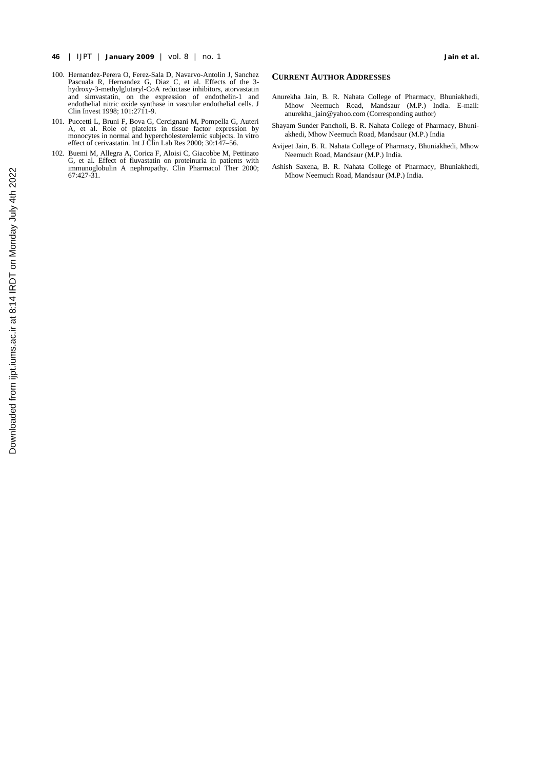100. Hernandez-Perera O, Ferez-Sala D, Navarvo-Antolin J, Sanchez Pascuala R, Hernandez G, Diaz C, et al. Effects of the 3-hydroxy-3-methylglutaryl-CoA reductase inhibitors, atorvastatin and simvastatin, on the expression of endothelin-1 and endothelial nitric oxide synthase in vascular endothelial cells. J Clin Invest 1998; 101:2711-9.

101. Puccetti L, Bruni F, Bova G, Cercignani M, Pompella G, Auteri A, et al. Role of platelets in tissue factor expression by monocytes in normal and hypercholesterolemic subjects. In vitro effect of cerivastatin. Int J Clin Lab Res 2000; 30:147–56.

102. Buemi M, Allegra A, Corica F, Aloisi C, Giacobbe M, Pettinato G, et al. Effect of fluvastatin on proteinuria in patients with immunoglobulin A nephropathy. Clin Pharmacol Ther 2000; 67:427-31.

## Current Author Addresses

Anurekha Jain, B. R. Nahata College of Pharmacy, Bhuniakhedi, Mhow Neemuch Road, Mandsaur (M.P.) India. E-mail: anurekha_jain@yahoo.com (Corresponding author)

Shayam Sunder Pancholi, B. R. Nahata College of Pharmacy, Bhuniakhedi, Mhow Neemuch Road, Mandsaur (M.P.) India

Avijeet Jain, B. R. Nahata College of Pharmacy, Bhuniakhedi, Mhow Neemuch Road, Mandsaur (M.P.) India.

Ashish Saxena, B. R. Nahata College of Pharmacy, Bhuniakhedi, Mhow Neemuch Road, Mandsaur (M.P.) India.